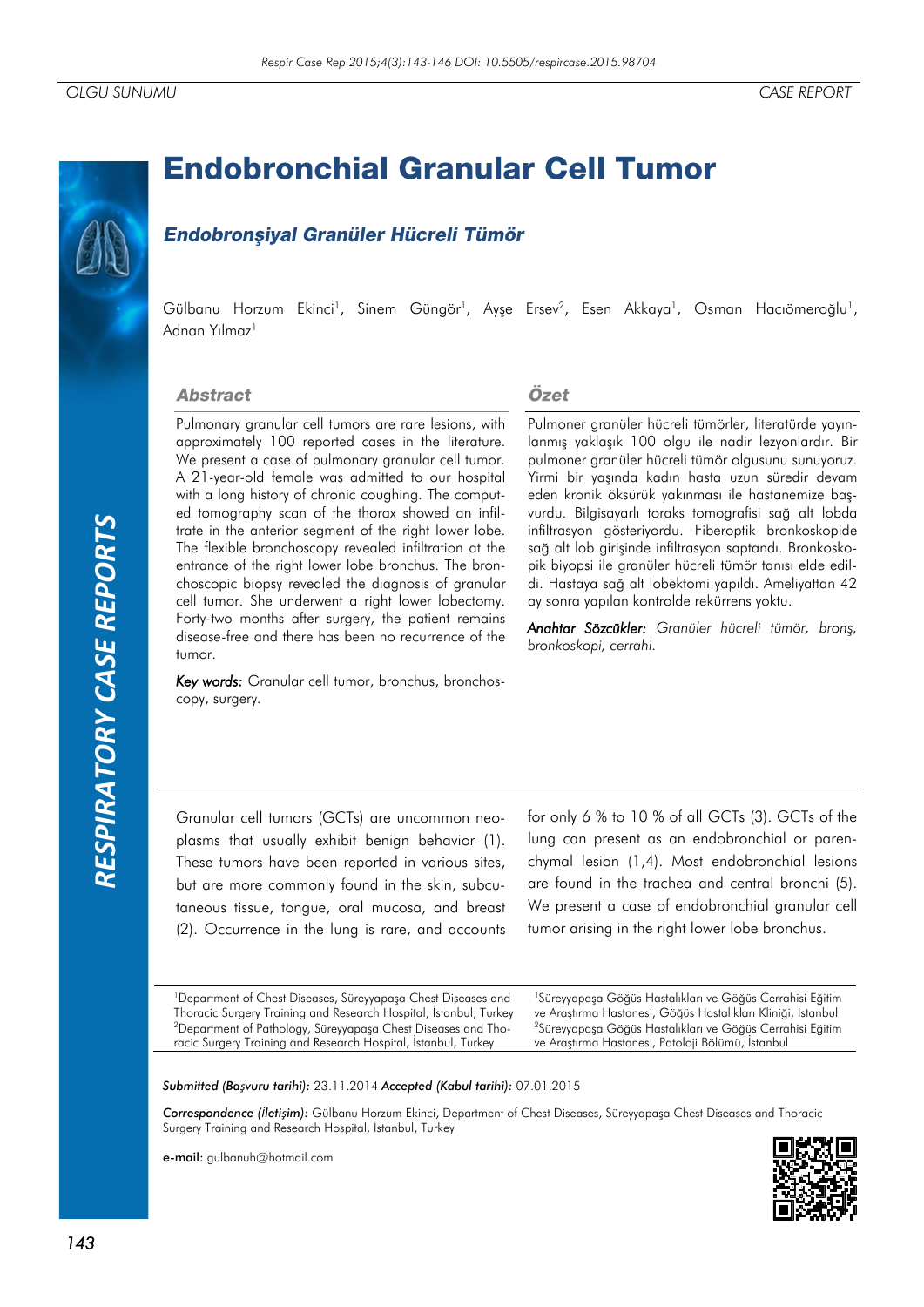OLGU SUNUMU | CASE REPORT

# Endobronchial Granular Cell Tumor

## *Endobronşiyal Granüler Hücreli Tümör*

Gülbanu Horzum Ekinci[1], Sinem Güngör[1], Ayşe Ersev[2], Esen Akkaya[1], Osman Hacıömeroğlu[1], Adnan Yılmaz[1]

### Abstract

Pulmonary granular cell tumors are rare lesions, with approximately 100 reported cases in the literature. We present a case of pulmonary granular cell tumor. A 21-year-old female was admitted to our hospital with a long history of chronic coughing. The computed tomography scan of the thorax showed an infiltrate in the anterior segment of the right lower lobe. The flexible bronchoscopy revealed infiltration at the entrance of the right lower lobe bronchus. The bronchoscopic biopsy revealed the diagnosis of granular cell tumor. She underwent a right lower lobectomy. Forty-two months after surgery, the patient remains disease-free and there has been no recurrence of the tumor.

*Key words:* Granular cell tumor, bronchus, bronchoscopy, surgery.

### Özet

Pulmoner granüler hücreli tümörler, literatürde yayınlanmış yaklaşık 100 olgu ile nadir lezyonlardır. Bir pulmoner granüler hücreli tümör olgusunu sunuyoruz. Yirmi bir yaşında kadın hasta uzun süredir devam eden kronik öksürük yakınması ile hastanemize başvurdu. Bilgisayarlı toraks tomografisi sağ alt lobda infiltrasyon gösteriyordu. Fiberoptik bronkoskopide sağ alt lob girişinde infiltrasyon saptandı. Bronkoskopik biyopsi ile granüler hücreli tümör tanısı elde edildi. Hastaya sağ alt lobektomi yapıldı. Ameliyattan 42 ay sonra yapılan kontrolde rekürrens yoktu.

*Anahtar Sözcükler:* *Granüler hücreli tümör, bronş, bronkoskopi, cerrahi.*

Granular cell tumors (GCTs) are uncommon neoplasms that usually exhibit benign behavior (1). These tumors have been reported in various sites, but are more commonly found in the skin, subcutaneous tissue, tongue, oral mucosa, and breast (2). Occurrence in the lung is rare, and accounts for only 6 % to 10 % of all GCTs (3). GCTs of the lung can present as an endobronchial or parenchymal lesion (1,4). Most endobronchial lesions are found in the trachea and central bronchi (5). We present a case of endobronchial granular cell tumor arising in the right lower lobe bronchus.

[1]Department of Chest Diseases, Süreyyapaşa Chest Diseases and Thoracic Surgery Training and Research Hospital, İstanbul, Turkey
[2]Department of Pathology, Süreyyapaşa Chest Diseases and Thoracic Surgery Training and Research Hospital, İstanbul, Turkey

[1]Süreyyapaşa Göğüs Hastalıkları ve Göğüs Cerrahisi Eğitim ve Araştırma Hastanesi, Göğüs Hastalıkları Kliniği, İstanbul
[2]Süreyyapaşa Göğüs Hastalıkları ve Göğüs Cerrahisi Eğitim ve Araştırma Hastanesi, Patoloji Bölümü, İstanbul

***Submitted (Başvuru tarihi):*** 23.11.2014 ***Accepted (Kabul tarihi):*** 07.01.2015

***Correspondence (İletişim):*** Gülbanu Horzum Ekinci, Department of Chest Diseases, Süreyyapaşa Chest Diseases and Thoracic Surgery Training and Research Hospital, İstanbul, Turkey

**e-mail:** gulbanuh@hotmail.com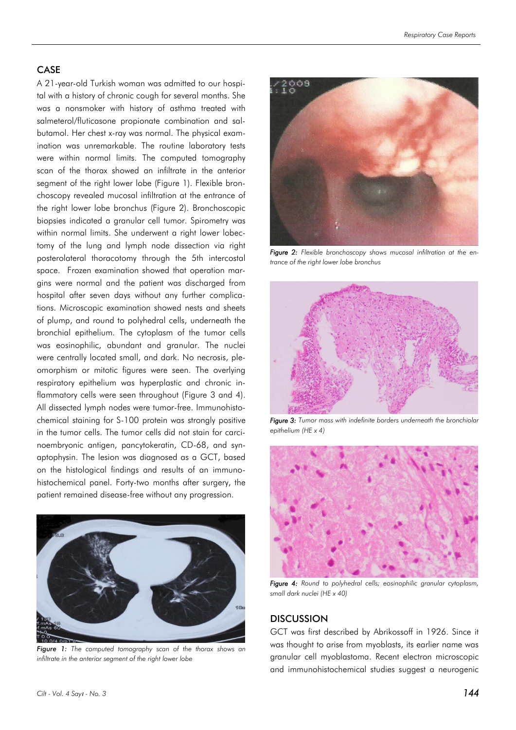## CASE

A 21-year-old Turkish woman was admitted to our hospital with a history of chronic cough for several months. She was a nonsmoker with history of asthma treated with salmeterol/fluticasone propionate combination and salbutamol. Her chest x-ray was normal. The physical examination was unremarkable. The routine laboratory tests were within normal limits. The computed tomography scan of the thorax showed an infiltrate in the anterior segment of the right lower lobe (Figure 1). Flexible bronchoscopy revealed mucosal infiltration at the entrance of the right lower lobe bronchus (Figure 2). Bronchoscopic biopsies indicated a granular cell tumor. Spirometry was within normal limits. She underwent a right lower lobectomy of the lung and lymph node dissection via right posterolateral thoracotomy through the 5th intercostal space. Frozen examination showed that operation margins were normal and the patient was discharged from hospital after seven days without any further complications. Microscopic examination showed nests and sheets of plump, and round to polyhedral cells, underneath the bronchial epithelium. The cytoplasm of the tumor cells was eosinophilic, abundant and granular. The nuclei were centrally located small, and dark. No necrosis, pleomorphism or mitotic figures were seen. The overlying respiratory epithelium was hyperplastic and chronic inflammatory cells were seen throughout (Figure 3 and 4). All dissected lymph nodes were tumor-free. Immunohistochemical staining for S-100 protein was strongly positive in the tumor cells. The tumor cells did not stain for carcinoembryonic antigen, pancytokeratin, CD-68, and synaptophysin. The lesion was diagnosed as a GCT, based on the histological findings and results of an immunohistochemical panel. Forty-two months after surgery, the patient remained disease-free without any progression.

*Figure 1: The computed tomography scan of the thorax shows an infiltrate in the anterior segment of the right lower lobe*

*Figure 2: Flexible bronchoscopy shows mucosal infiltration at the entrance of the right lower lobe bronchus*

*Figure 3: Tumor mass with indefinite borders underneath the bronchiolar epithelium (HE x 4)*

*Figure 4: Round to polyhedral cells; eosinophilic granular cytoplasm, small dark nuclei (HE x 40)*

## DISCUSSION

GCT was first described by Abrikossoff in 1926. Since it was thought to arise from myoblasts, its earlier name was granular cell myoblastoma. Recent electron microscopic and immunohistochemical studies suggest a neurogenic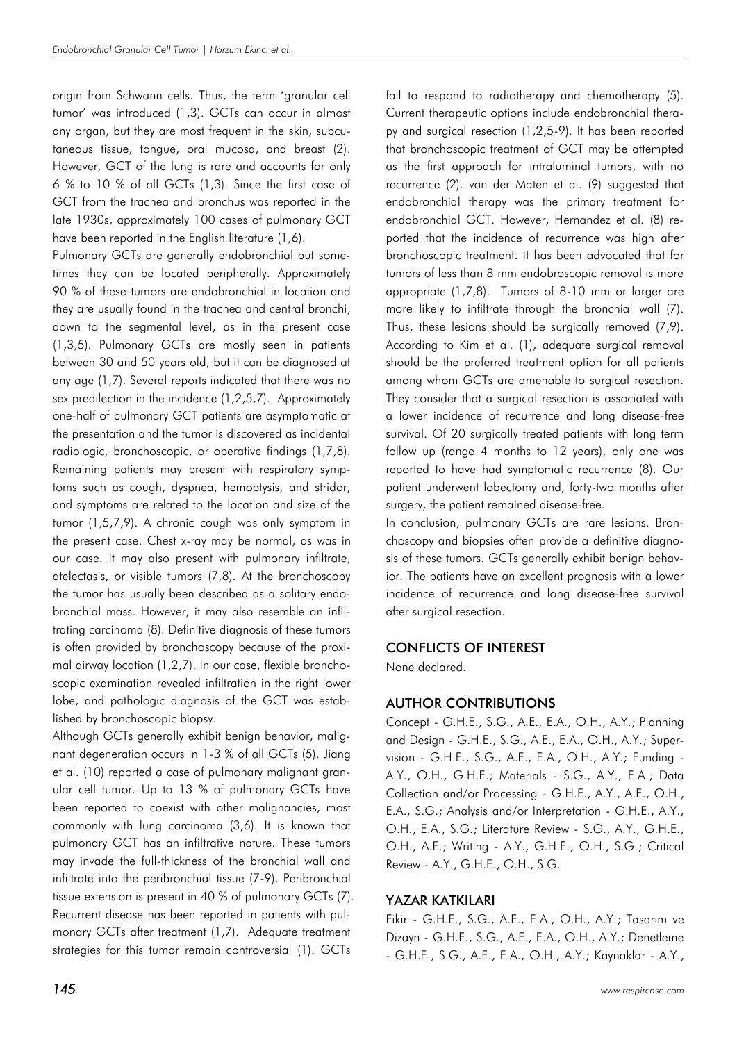origin from Schwann cells. Thus, the term 'granular cell tumor' was introduced (1,3). GCTs can occur in almost any organ, but they are most frequent in the skin, subcutaneous tissue, tongue, oral mucosa, and breast (2). However, GCT of the lung is rare and accounts for only 6 % to 10 % of all GCTs (1,3). Since the first case of GCT from the trachea and bronchus was reported in the late 1930s, approximately 100 cases of pulmonary GCT have been reported in the English literature (1,6).

Pulmonary GCTs are generally endobronchial but sometimes they can be located peripherally. Approximately 90 % of these tumors are endobronchial in location and they are usually found in the trachea and central bronchi, down to the segmental level, as in the present case (1,3,5). Pulmonary GCTs are mostly seen in patients between 30 and 50 years old, but it can be diagnosed at any age (1,7). Several reports indicated that there was no sex predilection in the incidence (1,2,5,7). Approximately one-half of pulmonary GCT patients are asymptomatic at the presentation and the tumor is discovered as incidental radiologic, bronchoscopic, or operative findings (1,7,8). Remaining patients may present with respiratory symptoms such as cough, dyspnea, hemoptysis, and stridor, and symptoms are related to the location and size of the tumor (1,5,7,9). A chronic cough was only symptom in the present case. Chest x-ray may be normal, as was in our case. It may also present with pulmonary infiltrate, atelectasis, or visible tumors (7,8). At the bronchoscopy the tumor has usually been described as a solitary endobronchial mass. However, it may also resemble an infiltrating carcinoma (8). Definitive diagnosis of these tumors is often provided by bronchoscopy because of the proximal airway location (1,2,7). In our case, flexible bronchoscopic examination revealed infiltration in the right lower lobe, and pathologic diagnosis of the GCT was established by bronchoscopic biopsy.

Although GCTs generally exhibit benign behavior, malignant degeneration occurs in 1-3 % of all GCTs (5). Jiang et al. (10) reported a case of pulmonary malignant granular cell tumor. Up to 13 % of pulmonary GCTs have been reported to coexist with other malignancies, most commonly with lung carcinoma (3,6). It is known that pulmonary GCT has an infiltrative nature. These tumors may invade the full-thickness of the bronchial wall and infiltrate into the peribronchial tissue (7-9). Peribronchial tissue extension is present in 40 % of pulmonary GCTs (7). Recurrent disease has been reported in patients with pulmonary GCTs after treatment (1,7). Adequate treatment strategies for this tumor remain controversial (1). GCTs fail to respond to radiotherapy and chemotherapy (5). Current therapeutic options include endobronchial therapy and surgical resection (1,2,5-9). It has been reported that bronchoscopic treatment of GCT may be attempted as the first approach for intraluminal tumors, with no recurrence (2). van der Maten et al. (9) suggested that endobronchial therapy was the primary treatment for endobronchial GCT. However, Hernandez et al. (8) reported that the incidence of recurrence was high after bronchoscopic treatment. It has been advocated that for tumors of less than 8 mm endobroscopic removal is more appropriate (1,7,8). Tumors of 8-10 mm or larger are more likely to infiltrate through the bronchial wall (7). Thus, these lesions should be surgically removed (7,9). According to Kim et al. (1), adequate surgical removal should be the preferred treatment option for all patients among whom GCTs are amenable to surgical resection. They consider that a surgical resection is associated with a lower incidence of recurrence and long disease-free survival. Of 20 surgically treated patients with long term follow up (range 4 months to 12 years), only one was reported to have had symptomatic recurrence (8). Our patient underwent lobectomy and, forty-two months after surgery, the patient remained disease-free.

In conclusion, pulmonary GCTs are rare lesions. Bronchoscopy and biopsies often provide a definitive diagnosis of these tumors. GCTs generally exhibit benign behavior. The patients have an excellent prognosis with a lower incidence of recurrence and long disease-free survival after surgical resection.

## CONFLICTS OF INTEREST

None declared.

## AUTHOR CONTRIBUTIONS

Concept - G.H.E., S.G., A.E., E.A., O.H., A.Y.; Planning and Design - G.H.E., S.G., A.E., E.A., O.H., A.Y.; Supervision - G.H.E., S.G., A.E., E.A., O.H., A.Y.; Funding - A.Y., O.H., G.H.E.; Materials - S.G., A.Y., E.A.; Data Collection and/or Processing - G.H.E., A.Y., A.E., O.H., E.A., S.G.; Analysis and/or Interpretation - G.H.E., A.Y., O.H., E.A., S.G.; Literature Review - S.G., A.Y., G.H.E., O.H., A.E.; Writing - A.Y., G.H.E., O.H., S.G.; Critical Review - A.Y., G.H.E., O.H., S.G.

## YAZAR KATKILARI

Fikir - G.H.E., S.G., A.E., E.A., O.H., A.Y.; Tasarım ve Dizayn - G.H.E., S.G., A.E., E.A., O.H., A.Y.; Denetleme - G.H.E., S.G., A.E., E.A., O.H., A.Y.; Kaynaklar - A.Y.,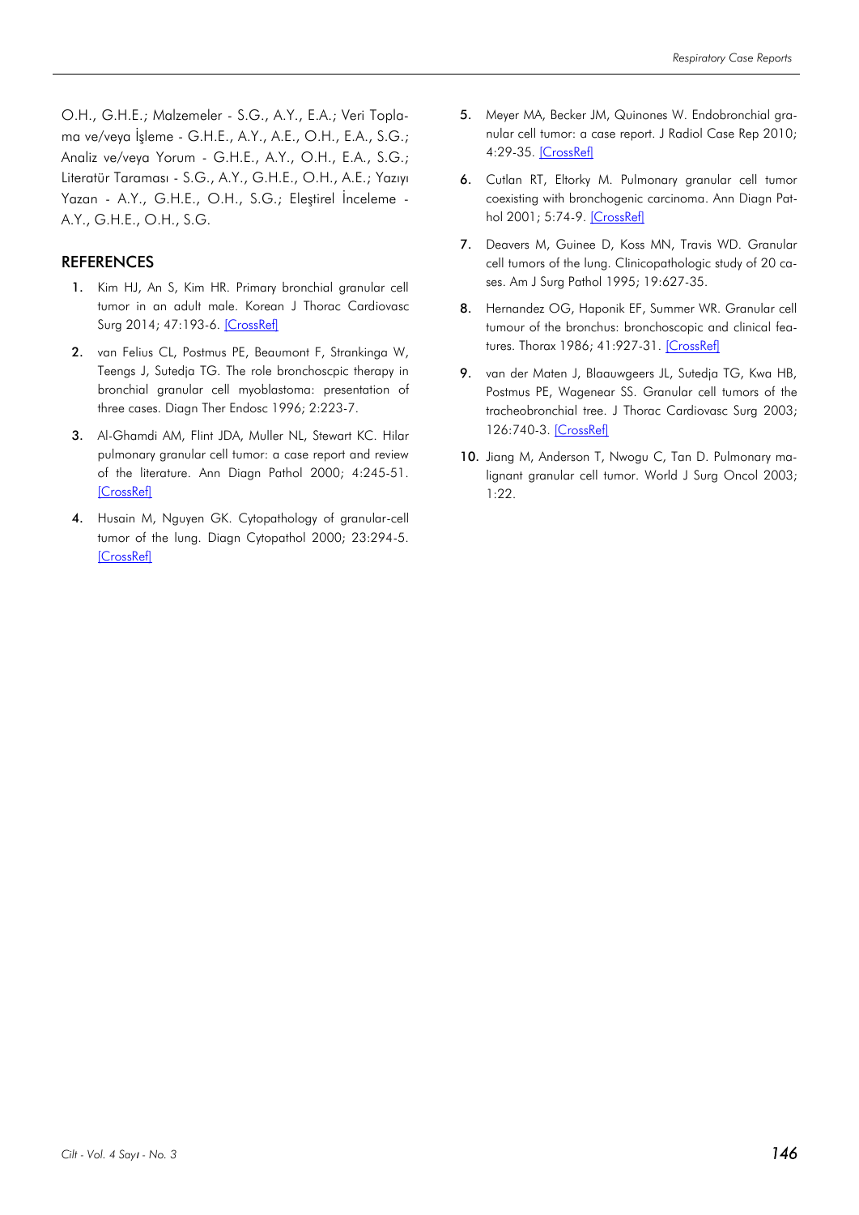O.H., G.H.E.; Malzemeler - S.G., A.Y., E.A.; Veri Toplama ve/veya İşleme - G.H.E., A.Y., A.E., O.H., E.A., S.G.; Analiz ve/veya Yorum - G.H.E., A.Y., O.H., E.A., S.G.; Literatür Taraması - S.G., A.Y., G.H.E., O.H., A.E.; Yazıyı Yazan - A.Y., G.H.E., O.H., S.G.; Eleştirel İnceleme - A.Y., G.H.E., O.H., S.G.

## REFERENCES

1. Kim HJ, An S, Kim HR. Primary bronchial granular cell tumor in an adult male. Korean J Thorac Cardiovasc Surg 2014; 47:193-6. [CrossRef]
2. van Felius CL, Postmus PE, Beaumont F, Strankinga W, Teengs J, Sutedja TG. The role bronchoscpic therapy in bronchial granular cell myoblastoma: presentation of three cases. Diagn Ther Endosc 1996; 2:223-7.
3. Al-Ghamdi AM, Flint JDA, Muller NL, Stewart KC. Hilar pulmonary granular cell tumor: a case report and review of the literature. Ann Diagn Pathol 2000; 4:245-51. [CrossRef]
4. Husain M, Nguyen GK. Cytopathology of granular-cell tumor of the lung. Diagn Cytopathol 2000; 23:294-5. [CrossRef]
5. Meyer MA, Becker JM, Quinones W. Endobronchial granular cell tumor: a case report. J Radiol Case Rep 2010; 4:29-35. [CrossRef]
6. Cutlan RT, Eltorky M. Pulmonary granular cell tumor coexisting with bronchogenic carcinoma. Ann Diagn Pathol 2001; 5:74-9. [CrossRef]
7. Deavers M, Guinee D, Koss MN, Travis WD. Granular cell tumors of the lung. Clinicopathologic study of 20 cases. Am J Surg Pathol 1995; 19:627-35.
8. Hernandez OG, Haponik EF, Summer WR. Granular cell tumour of the bronchus: bronchoscopic and clinical features. Thorax 1986; 41:927-31. [CrossRef]
9. van der Maten J, Blaauwgeers JL, Sutedja TG, Kwa HB, Postmus PE, Wagenear SS. Granular cell tumors of the tracheobronchial tree. J Thorac Cardiovasc Surg 2003; 126:740-3. [CrossRef]
10. Jiang M, Anderson T, Nwogu C, Tan D. Pulmonary malignant granular cell tumor. World J Surg Oncol 2003; 1:22.